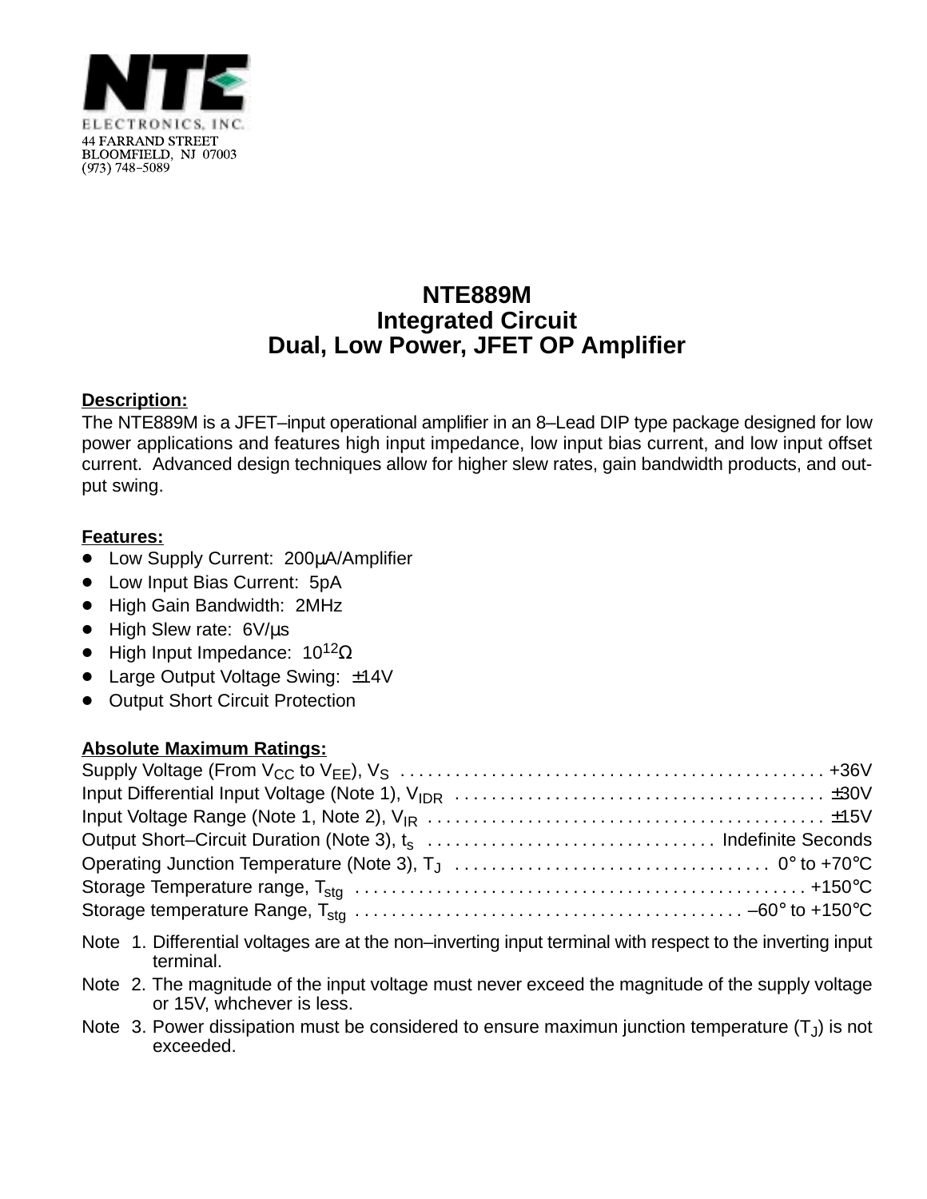NTE ELECTRONICS, INC.
44 FARRAND STREET
BLOOMFIELD, NJ 07003
(973) 748–5089

# NTE889M
## Integrated Circuit
## Dual, Low Power, JFET OP Amplifier

**Description:**

The NTE889M is a JFET–input operational amplifier in an 8–Lead DIP type package designed for low power applications and features high input impedance, low input bias current, and low input offset current. Advanced design techniques allow for higher slew rates, gain bandwidth products, and output swing.

**Features:**

- Low Supply Current: 200µA/Amplifier
- Low Input Bias Current: 5pA
- High Gain Bandwidth: 2MHz
- High Slew rate: 6V/µs
- High Input Impedance: $10^{12}\Omega$
- Large Output Voltage Swing: ±14V
- Output Short Circuit Protection

**Absolute Maximum Ratings:**

Supply Voltage (From $V_{CC}$ to $V_{EE}$), $V_S$ . . . . . . . . . . . . . . . . . . . . . . . . . . . . . . . . . . . . . . . . . . . . . . +36V

Input Differential Input Voltage (Note 1), $V_{IDR}$ . . . . . . . . . . . . . . . . . . . . . . . . . . . . . . . . . . . . . . . . . ±30V

Input Voltage Range (Note 1, Note 2), $V_{IR}$ . . . . . . . . . . . . . . . . . . . . . . . . . . . . . . . . . . . . . . . . . . . ±15V

Output Short–Circuit Duration (Note 3), $t_S$ . . . . . . . . . . . . . . . . . . . . . . . . . . . . . . . Indefinite Seconds

Operating Junction Temperature (Note 3), $T_J$ . . . . . . . . . . . . . . . . . . . . . . . . . . . . . . . . . . 0° to +70°C

Storage Temperature range, $T_{stg}$ . . . . . . . . . . . . . . . . . . . . . . . . . . . . . . . . . . . . . . . . . . . . . . . . . +150°C

Storage temperature Range, $T_{stg}$ . . . . . . . . . . . . . . . . . . . . . . . . . . . . . . . . . . . . . . . . . . –60° to +150°C

Note 1. Differential voltages are at the non–inverting input terminal with respect to the inverting input terminal.

Note 2. The magnitude of the input voltage must never exceed the magnitude of the supply voltage or 15V, whchever is less.

Note 3. Power dissipation must be considered to ensure maximun junction temperature ($T_J$) is not exceeded.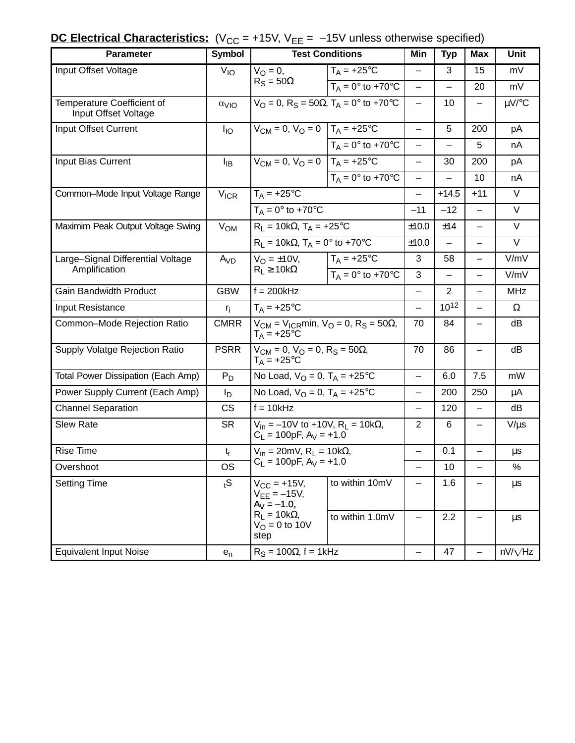**DC Electrical Characteristics:** ($V_{CC}$ = +15V, $V_{EE}$ = –15V unless otherwise specified)

| Parameter | Symbol | Test Conditions | | Min | Typ | Max | Unit |
|---|---|---|---|---|---|---|---|
| Input Offset Voltage | $V_{IO}$ | $V_O$ = 0, $R_S$ = 50Ω | $T_A$ = +25°C | – | 3 | 15 | mV |
| | | | $T_A$ = 0° to +70°C | – | – | 20 | mV |
| Temperature Coefficient of Input Offset Voltage | $\alpha_{VIO}$ | $V_O$ = 0, $R_S$ = 50Ω, $T_A$ = 0° to +70°C | | – | 10 | – | μV/°C |
| Input Offset Current | $I_{IO}$ | $V_{CM}$ = 0, $V_O$ = 0 | $T_A$ = +25°C | – | 5 | 200 | pA |
| | | | $T_A$ = 0° to +70°C | – | – | 5 | nA |
| Input Bias Current | $I_{IB}$ | $V_{CM}$ = 0, $V_O$ = 0 | $T_A$ = +25°C | – | 30 | 200 | pA |
| | | | $T_A$ = 0° to +70°C | – | – | 10 | nA |
| Common–Mode Input Voltage Range | $V_{ICR}$ | $T_A$ = +25°C | | – | +14.5 | +11 | V |
| | | $T_A$ = 0° to +70°C | | –11 | –12 | – | V |
| Maximim Peak Output Voltage Swing | $V_{OM}$ | $R_L$ = 10kΩ, $T_A$ = +25°C | | ±10.0 | ±14 | – | V |
| | | $R_L$ = 10kΩ, $T_A$ = 0° to +70°C | | ±10.0 | – | – | V |
| Large–Signal Differential Voltage Amplification | $A_{VD}$ | $V_O$ = ±10V, $R_L$ ≥ 10kΩ | $T_A$ = +25°C | 3 | 58 | – | V/mV |
| | | | $T_A$ = 0° to +70°C | 3 | – | – | V/mV |
| Gain Bandwidth Product | GBW | f = 200kHz | | – | 2 | – | MHz |
| Input Resistance | $r_i$ | $T_A$ = +25°C | | – | $10^{12}$ | – | Ω |
| Common–Mode Rejection Ratio | CMRR | $V_{CM}$ = $V_{ICR}$min, $V_O$ = 0, $R_S$ = 50Ω, $T_A$ = +25°C | | 70 | 84 | – | dB |
| Supply Volatge Rejection Ratio | PSRR | $V_{CM}$ = 0, $V_O$ = 0, $R_S$ = 50Ω, $T_A$ = +25°C | | 70 | 86 | – | dB |
| Total Power Dissipation (Each Amp) | $P_D$ | No Load, $V_O$ = 0, $T_A$ = +25°C | | – | 6.0 | 7.5 | mW |
| Power Supply Current (Each Amp) | $I_D$ | No Load, $V_O$ = 0, $T_A$ = +25°C | | – | 200 | 250 | μA |
| Channel Separation | CS | f = 10kHz | | – | 120 | – | dB |
| Slew Rate | SR | $V_{in}$ = –10V to +10V, $R_L$ = 10kΩ, $C_L$ = 100pF, $A_V$ = +1.0 | | 2 | 6 | – | V/μs |
| Rise Time | $t_r$ | $V_{in}$ = 20mV, $R_L$ = 10kΩ, $C_L$ = 100pF, $A_V$ = +1.0 | | – | 0.1 | – | μs |
| Overshoot | OS | | | – | 10 | – | % |
| Setting Time | $t_S$ | $V_{CC}$ = +15V, $V_{EE}$ = –15V, $A_V$ = –1.0, $R_L$ = 10kΩ, $V_O$ = 0 to 10V step | to within 10mV | – | 1.6 | – | μs |
| | | | to within 1.0mV | – | 2.2 | – | μs |
| Equivalent Input Noise | $e_n$ | $R_S$ = 100Ω, f = 1kHz | | – | 47 | – | nV/√Hz |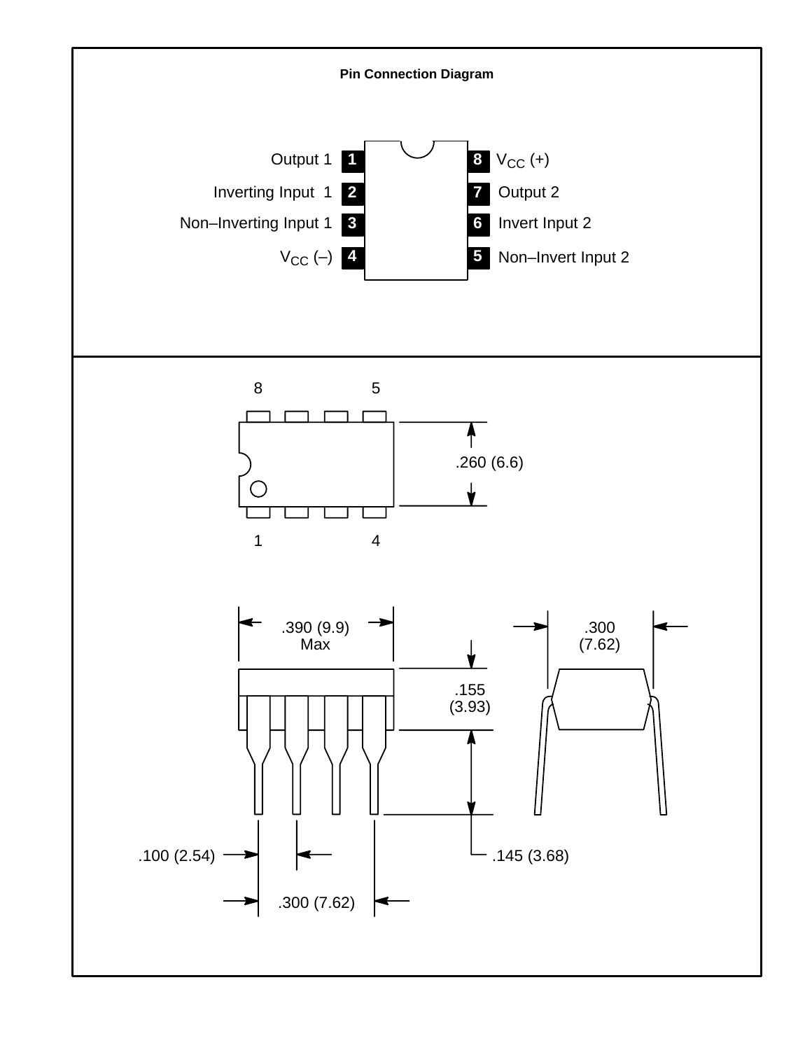**Pin Connection Diagram**

Output 1 **1**

Inverting Input 1 **2**

Non–Inverting Input 1 **3**

$V_{CC}$ (–) **4**

**8** $V_{CC}$ (+)

**7** Output 2

**6** Invert Input 2

**5** Non–Invert Input 2

8

5

1

4

.260 (6.6)

.390 (9.9)
Max

.155
(3.93)

.300
(7.62)

.100 (2.54)

.145 (3.68)

.300 (7.62)